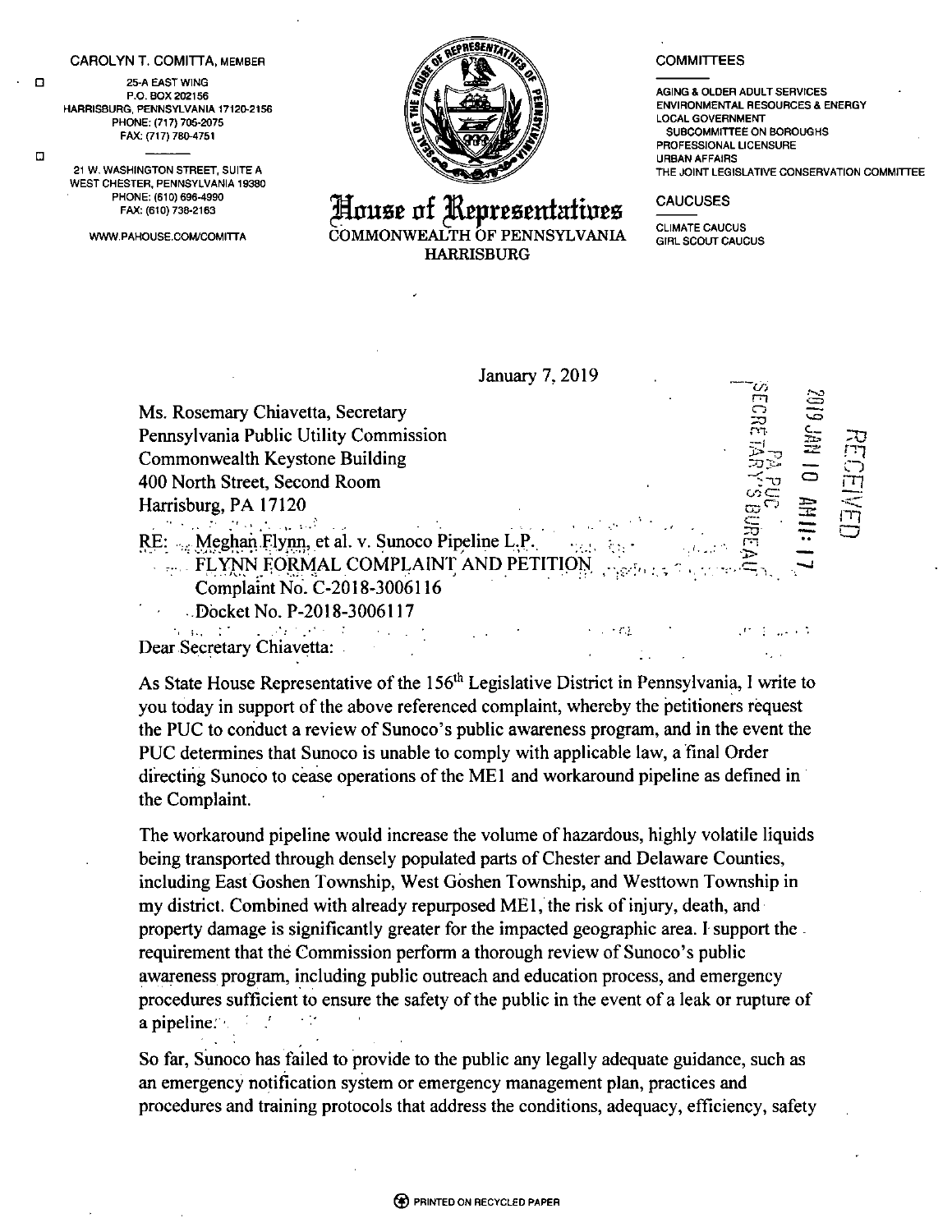CAROLYN T. COMITTA, MEMBER

25-A EAST WING
P.O. BOX 202156
HARRISBURG, PENNSYLVANIA 17120-2156
PHONE: (717) 705-2075
FAX: (717) 780-4751

21 W. WASHINGTON STREET, SUITE A
WEST CHESTER, PENNSYLVANIA 19380
PHONE: (610) 696-4990
FAX: (610) 738-2163

WWW.PAHOUSE.COM/COMITTA

# House of Representatives

COMMONWEALTH OF PENNSYLVANIA
HARRISBURG

COMMITTEES

AGING & OLDER ADULT SERVICES
ENVIRONMENTAL RESOURCES & ENERGY
LOCAL GOVERNMENT
SUBCOMMITTEE ON BOROUGHS
PROFESSIONAL LICENSURE
URBAN AFFAIRS
THE JOINT LEGISLATIVE CONSERVATION COMMITTEE

CAUCUSES

CLIMATE CAUCUS
GIRL SCOUT CAUCUS

RECEIVED
2019 JAN 10 AM 11:17
PA PUC
SECRETARY'S BUREAU

January 7, 2019

Ms. Rosemary Chiavetta, Secretary
Pennsylvania Public Utility Commission
Commonwealth Keystone Building
400 North Street, Second Room
Harrisburg, PA 17120

RE: Meghan Flynn, et al. v. Sunoco Pipeline L.P.
FLYNN FORMAL COMPLAINT AND PETITION
Complaint No. C-2018-3006116
Docket No. P-2018-3006117

Dear Secretary Chiavetta:

As State House Representative of the 156th Legislative District in Pennsylvania, I write to you today in support of the above referenced complaint, whereby the petitioners request the PUC to conduct a review of Sunoco's public awareness program, and in the event the PUC determines that Sunoco is unable to comply with applicable law, a final Order directing Sunoco to cease operations of the ME1 and workaround pipeline as defined in the Complaint.

The workaround pipeline would increase the volume of hazardous, highly volatile liquids being transported through densely populated parts of Chester and Delaware Counties, including East Goshen Township, West Goshen Township, and Westtown Township in my district. Combined with already repurposed ME1, the risk of injury, death, and property damage is significantly greater for the impacted geographic area. I support the requirement that the Commission perform a thorough review of Sunoco's public awareness program, including public outreach and education process, and emergency procedures sufficient to ensure the safety of the public in the event of a leak or rupture of a pipeline.

So far, Sunoco has failed to provide to the public any legally adequate guidance, such as an emergency notification system or emergency management plan, practices and procedures and training protocols that address the conditions, adequacy, efficiency, safety

PRINTED ON RECYCLED PAPER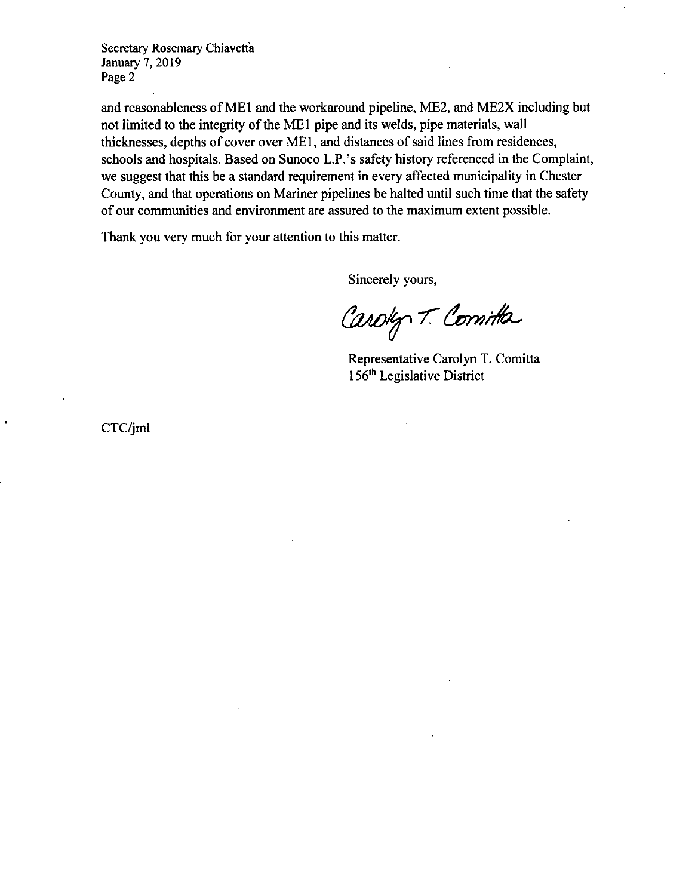and reasonableness of ME1 and the workaround pipeline, ME2, and ME2X including but not limited to the integrity of the ME1 pipe and its welds, pipe materials, wall thicknesses, depths of cover over ME1, and distances of said lines from residences, schools and hospitals. Based on Sunoco L.P.'s safety history referenced in the Complaint, we suggest that this be a standard requirement in every affected municipality in Chester County, and that operations on Mariner pipelines be halted until such time that the safety of our communities and environment are assured to the maximum extent possible.

Thank you very much for your attention to this matter.

Sincerely yours,

Carolyn T. Comitta

Representative Carolyn T. Comitta
156th Legislative District

CTC/jml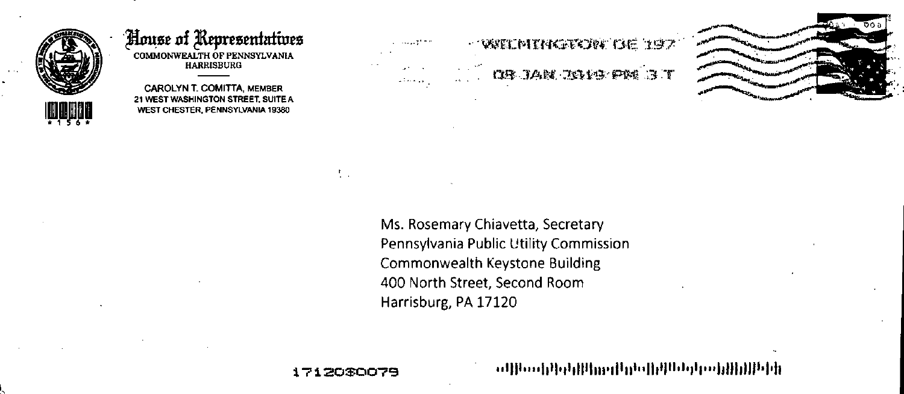**House of Representatives**
COMMONWEALTH OF PENNSYLVANIA
HARRISBURG

CAROLYN T. COMITTA, MEMBER
21 WEST WASHINGTON STREET, SUITE A
WEST CHESTER, PENNSYLVANIA 19380

\*156\*

WILMINGTON DE 197

08 JAN 2019 PM 3 T

Ms. Rosemary Chiavetta, Secretary
Pennsylvania Public Utility Commission
Commonwealth Keystone Building
400 North Street, Second Room
Harrisburg, PA 17120

17120$0079